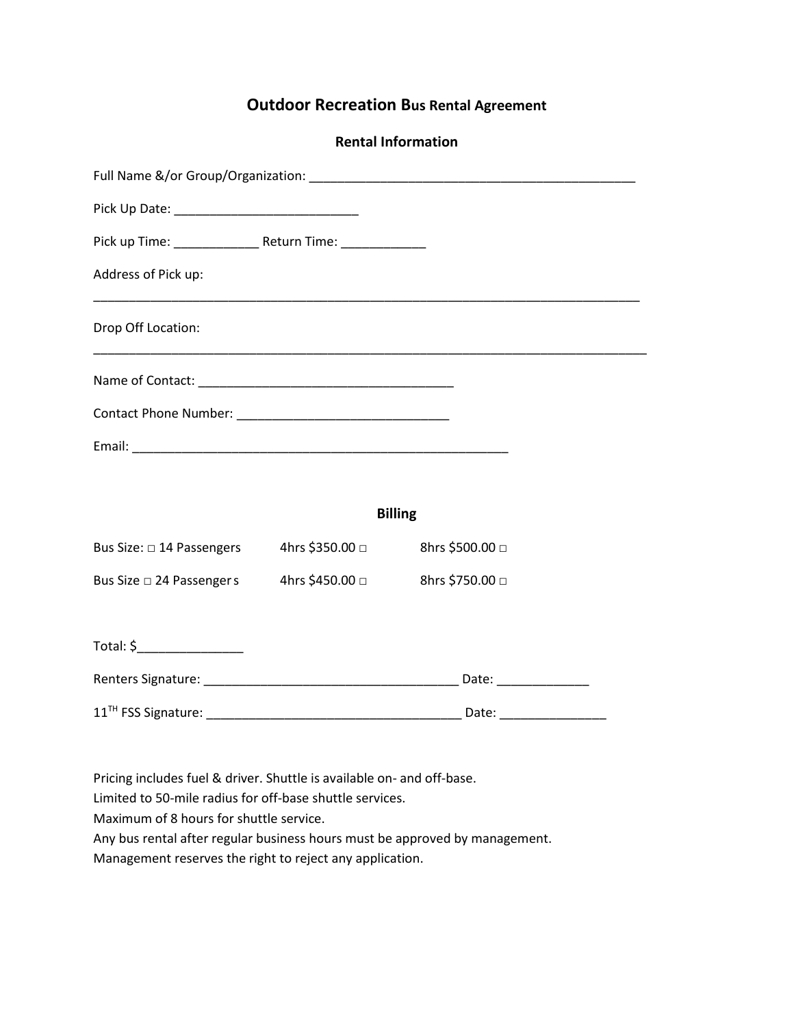# Outdoor Recreation Bus Rental Agreement

## Rental Information

Full Name &/or Group/Organization: ______________________________________________

Pick Up Date: __________________________

Pick up Time: ____________ Return Time: ____________

Address of Pick up:

________________________________________________________________________________

Drop Off Location:

________________________________________________________________________________

Name of Contact: ____________________________________

Contact Phone Number: ______________________________

Email: _____________________________________________________

## Billing

| | | |
|---|---|---|
| Bus Size: □ 14 Passengers | 4hrs $350.00 □ | 8hrs $500.00 □ |
| Bus Size □ 24 Passengers | 4hrs $450.00 □ | 8hrs $750.00 □ |

Total: $_______________

Renters Signature: ____________________________________ Date: _____________

11TH FSS Signature: ____________________________________ Date: _______________

Pricing includes fuel & driver. Shuttle is available on- and off-base.
Limited to 50-mile radius for off-base shuttle services.
Maximum of 8 hours for shuttle service.
Any bus rental after regular business hours must be approved by management.
Management reserves the right to reject any application.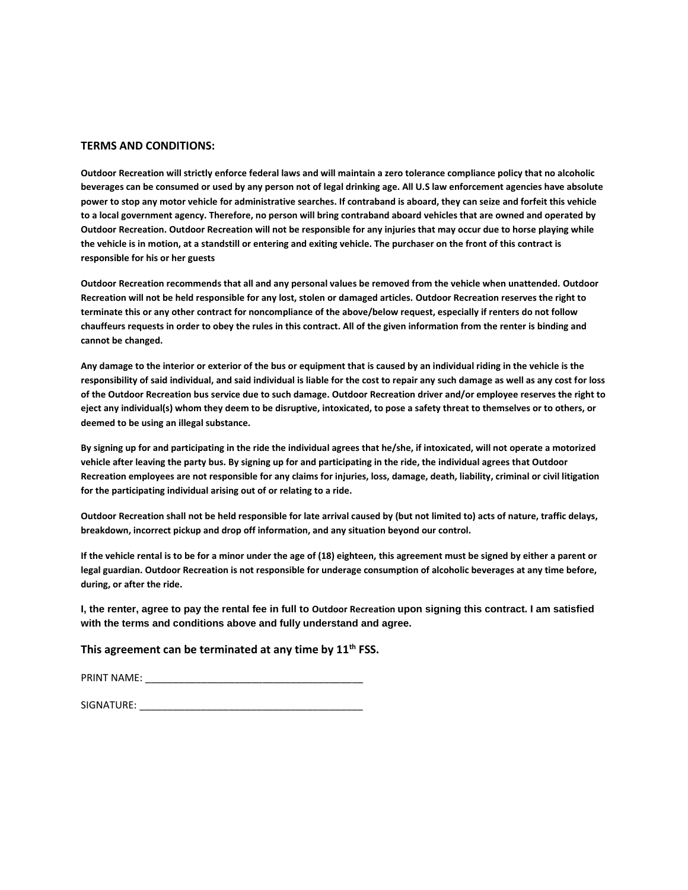## TERMS AND CONDITIONS:

**Outdoor Recreation will strictly enforce federal laws and will maintain a zero tolerance compliance policy that no alcoholic beverages can be consumed or used by any person not of legal drinking age. All U.S law enforcement agencies have absolute power to stop any motor vehicle for administrative searches. If contraband is aboard, they can seize and forfeit this vehicle to a local government agency. Therefore, no person will bring contraband aboard vehicles that are owned and operated by Outdoor Recreation. Outdoor Recreation will not be responsible for any injuries that may occur due to horse playing while the vehicle is in motion, at a standstill or entering and exiting vehicle. The purchaser on the front of this contract is responsible for his or her guests**

**Outdoor Recreation recommends that all and any personal values be removed from the vehicle when unattended. Outdoor Recreation will not be held responsible for any lost, stolen or damaged articles. Outdoor Recreation reserves the right to terminate this or any other contract for noncompliance of the above/below request, especially if renters do not follow chauffeurs requests in order to obey the rules in this contract. All of the given information from the renter is binding and cannot be changed.**

**Any damage to the interior or exterior of the bus or equipment that is caused by an individual riding in the vehicle is the responsibility of said individual, and said individual is liable for the cost to repair any such damage as well as any cost for loss of the Outdoor Recreation bus service due to such damage. Outdoor Recreation driver and/or employee reserves the right to eject any individual(s) whom they deem to be disruptive, intoxicated, to pose a safety threat to themselves or to others, or deemed to be using an illegal substance.**

**By signing up for and participating in the ride the individual agrees that he/she, if intoxicated, will not operate a motorized vehicle after leaving the party bus. By signing up for and participating in the ride, the individual agrees that Outdoor Recreation employees are not responsible for any claims for injuries, loss, damage, death, liability, criminal or civil litigation for the participating individual arising out of or relating to a ride.**

**Outdoor Recreation shall not be held responsible for late arrival caused by (but not limited to) acts of nature, traffic delays, breakdown, incorrect pickup and drop off information, and any situation beyond our control.**

**If the vehicle rental is to be for a minor under the age of (18) eighteen, this agreement must be signed by either a parent or legal guardian. Outdoor Recreation is not responsible for underage consumption of alcoholic beverages at any time before, during, or after the ride.**

**I, the renter, agree to pay the rental fee in full to Outdoor Recreation upon signing this contract. I am satisfied with the terms and conditions above and fully understand and agree.**

**This agreement can be terminated at any time by 11th FSS.**

PRINT NAME: ________________________________________

SIGNATURE: ________________________________________